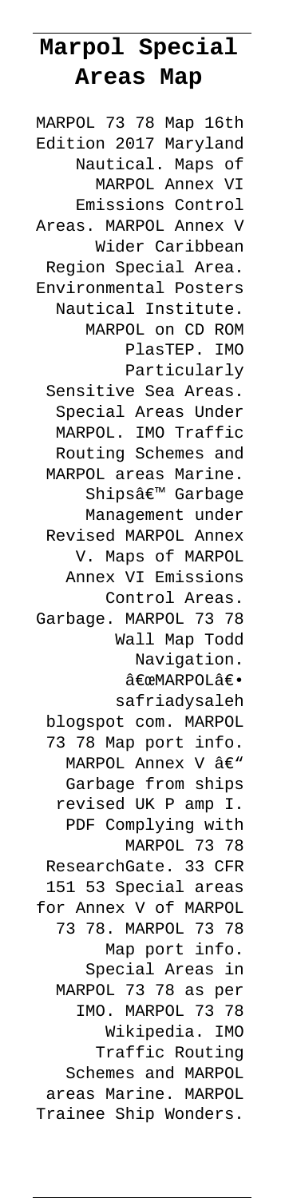# Marpol Special Areas Map

MARPOL 73 78 Map 16th Edition 2017 Maryland Nautical. Maps of MARPOL Annex VI Emissions Control Areas. MARPOL Annex V Wider Caribbean Region Special Area. Environmental Posters Nautical Institute. MARPOL on CD ROM PlasTEP. IMO Particularly Sensitive Sea Areas. Special Areas Under MARPOL. IMO Traffic Routing Schemes and MARPOL areas Marine. Shipsâ€™ Garbage Management under Revised MARPOL Annex V. Maps of MARPOL Annex VI Emissions Control Areas. Garbage. MARPOL 73 78 Wall Map Todd Navigation. â€œMARPOLâ€• safriadysaleh blogspot com. MARPOL 73 78 Map port info. MARPOL Annex V â€" Garbage from ships revised UK P amp I. PDF Complying with MARPOL 73 78 ResearchGate. 33 CFR 151 53 Special areas for Annex V of MARPOL 73 78. MARPOL 73 78 Map port info. Special Areas in MARPOL 73 78 as per IMO. MARPOL 73 78 Wikipedia. IMO Traffic Routing Schemes and MARPOL areas Marine. MARPOL Trainee Ship Wonders.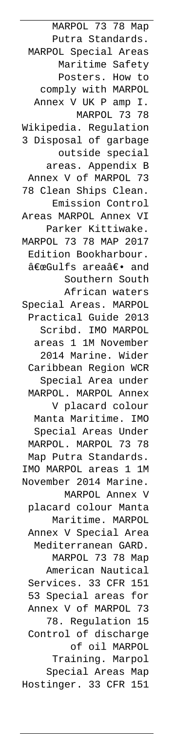MARPOL 73 78 Map Putra Standards. MARPOL Special Areas Maritime Safety Posters. How to comply with MARPOL Annex V UK P amp I. MARPOL 73 78 Wikipedia. Regulation 3 Disposal of garbage outside special areas. Appendix B Annex V of MARPOL 73 78 Clean Ships Clean. Emission Control Areas MARPOL Annex VI Parker Kittiwake. MARPOL 73 78 MAP 2017 Edition Bookharbour. â€œGulfs areaâ€• and Southern South African waters Special Areas. MARPOL Practical Guide 2013 Scribd. IMO MARPOL areas 1 1M November 2014 Marine. Wider Caribbean Region WCR Special Area under MARPOL. MARPOL Annex V placard colour Manta Maritime. IMO Special Areas Under MARPOL. MARPOL 73 78 Map Putra Standards. IMO MARPOL areas 1 1M November 2014 Marine. MARPOL Annex V placard colour Manta Maritime. MARPOL Annex V Special Area Mediterranean GARD. MARPOL 73 78 Map American Nautical Services. 33 CFR 151 53 Special areas for Annex V of MARPOL 73 78. Regulation 15 Control of discharge of oil MARPOL Training. Marpol Special Areas Map Hostinger. 33 CFR 151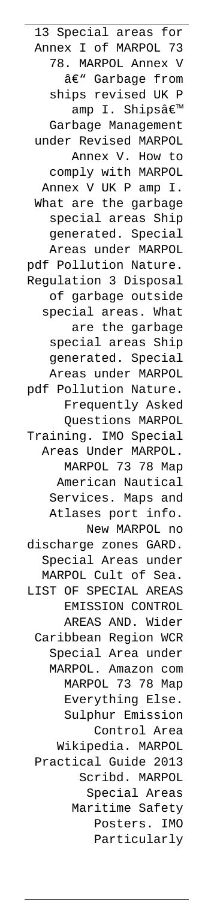13 Special areas for Annex I of MARPOL 73 78. MARPOL Annex V â€" Garbage from ships revised UK P amp I. Shipsâ€™ Garbage Management under Revised MARPOL Annex V. How to comply with MARPOL Annex V UK P amp I. What are the garbage special areas Ship generated. Special Areas under MARPOL pdf Pollution Nature. Regulation 3 Disposal of garbage outside special areas. What are the garbage special areas Ship generated. Special Areas under MARPOL pdf Pollution Nature. Frequently Asked Questions MARPOL Training. IMO Special Areas Under MARPOL. MARPOL 73 78 Map American Nautical Services. Maps and Atlases port info. New MARPOL no discharge zones GARD. Special Areas under MARPOL Cult of Sea. LIST OF SPECIAL AREAS EMISSION CONTROL AREAS AND. Wider Caribbean Region WCR Special Area under MARPOL. Amazon com MARPOL 73 78 Map Everything Else. Sulphur Emission Control Area Wikipedia. MARPOL Practical Guide 2013 Scribd. MARPOL Special Areas Maritime Safety Posters. IMO Particularly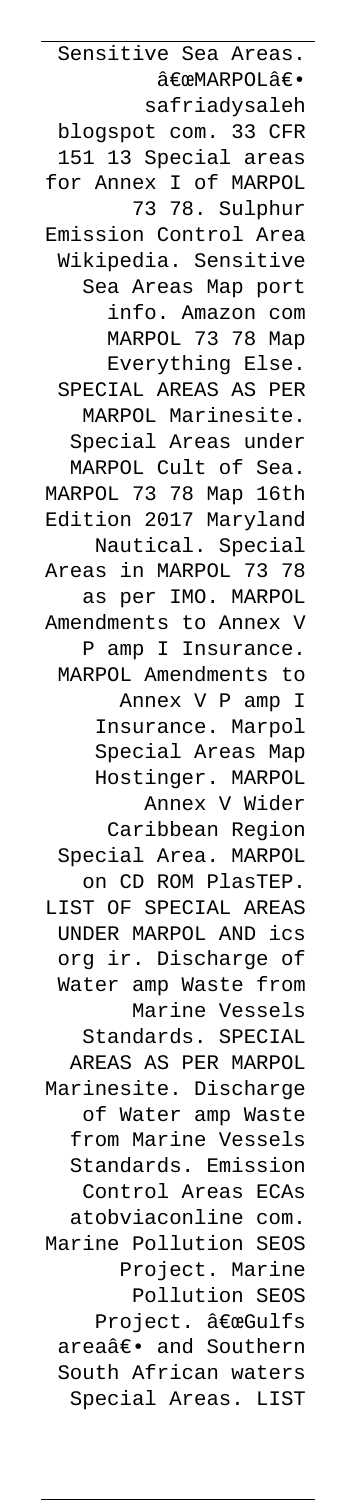Sensitive Sea Areas. â€œMARPOLâ€• safriadysaleh blogspot com. 33 CFR 151 13 Special areas for Annex I of MARPOL 73 78. Sulphur Emission Control Area Wikipedia. Sensitive Sea Areas Map port info. Amazon com MARPOL 73 78 Map Everything Else. SPECIAL AREAS AS PER MARPOL Marinesite. Special Areas under MARPOL Cult of Sea. MARPOL 73 78 Map 16th Edition 2017 Maryland Nautical. Special Areas in MARPOL 73 78 as per IMO. MARPOL Amendments to Annex V P amp I Insurance. MARPOL Amendments to Annex V P amp I Insurance. Marpol Special Areas Map Hostinger. MARPOL Annex V Wider Caribbean Region Special Area. MARPOL on CD ROM PlasTEP. LIST OF SPECIAL AREAS UNDER MARPOL AND ics org ir. Discharge of Water amp Waste from Marine Vessels Standards. SPECIAL AREAS AS PER MARPOL Marinesite. Discharge of Water amp Waste from Marine Vessels Standards. Emission Control Areas ECAs atobviaconline com. Marine Pollution SEOS Project. Marine Pollution SEOS Project. â€œGulfs areaâ€• and Southern South African waters Special Areas. LIST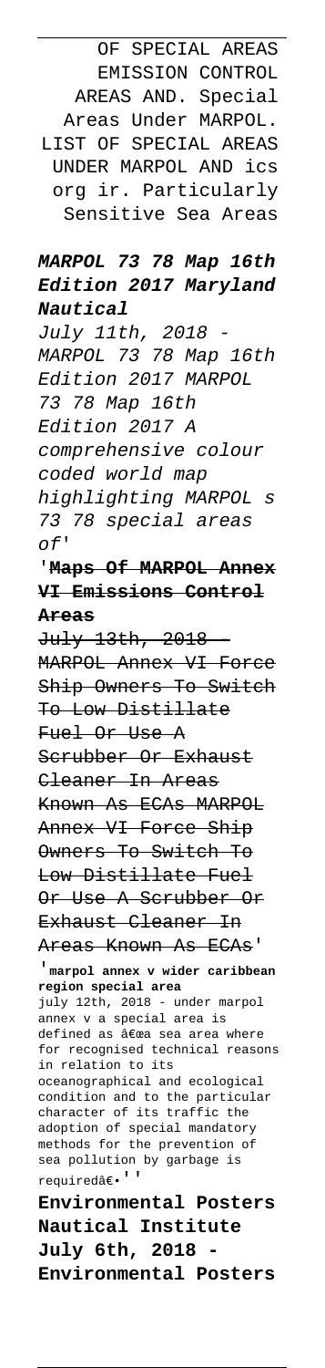OF SPECIAL AREAS EMISSION CONTROL AREAS AND. Special Areas Under MARPOL. LIST OF SPECIAL AREAS UNDER MARPOL AND ics org ir. Particularly Sensitive Sea Areas

***MARPOL 73 78 Map 16th Edition 2017 Maryland Nautical***

*July 11th, 2018 - MARPOL 73 78 Map 16th Edition 2017 MARPOL 73 78 Map 16th Edition 2017 A comprehensive colour coded world map highlighting MARPOL s 73 78 special areas of'*

'~~**Maps Of MARPOL Annex VI Emissions Control Areas**~~

~~July 13th, 2018 - MARPOL Annex VI Force Ship Owners To Switch To Low Distillate Fuel Or Use A Scrubber Or Exhaust Cleaner In Areas Known As ECAs MARPOL Annex VI Force Ship Owners To Switch To Low Distillate Fuel Or Use A Scrubber Or Exhaust Cleaner In Areas Known As ECAs'~~

'**marpol annex v wider caribbean region special area**

july 12th, 2018 - under marpol annex v a special area is defined as â€œa sea area where for recognised technical reasons in relation to its oceanographical and ecological condition and to the particular character of its traffic the adoption of special mandatory methods for the prevention of sea pollution by garbage is requiredâ€•''

**Environmental Posters Nautical Institute July 6th, 2018 - Environmental Posters**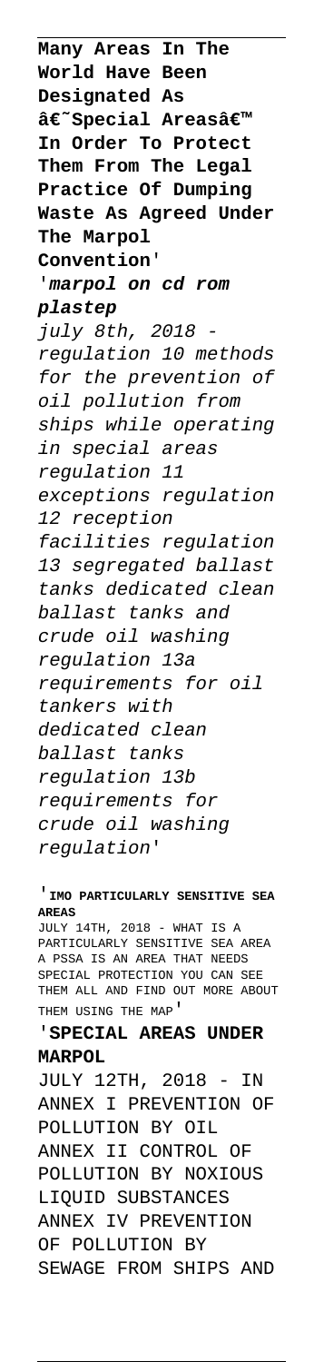**Many Areas In The World Have Been Designated As â€˜Special Areasâ€™ In Order To Protect Them From The Legal Practice Of Dumping Waste As Agreed Under The Marpol Convention**'

'***marpol on cd rom plastep***

*july 8th, 2018 - regulation 10 methods for the prevention of oil pollution from ships while operating in special areas regulation 11 exceptions regulation 12 reception facilities regulation 13 segregated ballast tanks dedicated clean ballast tanks and crude oil washing regulation 13a requirements for oil tankers with dedicated clean ballast tanks regulation 13b requirements for crude oil washing regulation*'

'**IMO PARTICULARLY SENSITIVE SEA AREAS**

JULY 14TH, 2018 - WHAT IS A PARTICULARLY SENSITIVE SEA AREA A PSSA IS AN AREA THAT NEEDS SPECIAL PROTECTION YOU CAN SEE THEM ALL AND FIND OUT MORE ABOUT THEM USING THE MAP'

'**SPECIAL AREAS UNDER MARPOL**

JULY 12TH, 2018 - IN ANNEX I PREVENTION OF POLLUTION BY OIL ANNEX II CONTROL OF POLLUTION BY NOXIOUS LIQUID SUBSTANCES ANNEX IV PREVENTION OF POLLUTION BY SEWAGE FROM SHIPS AND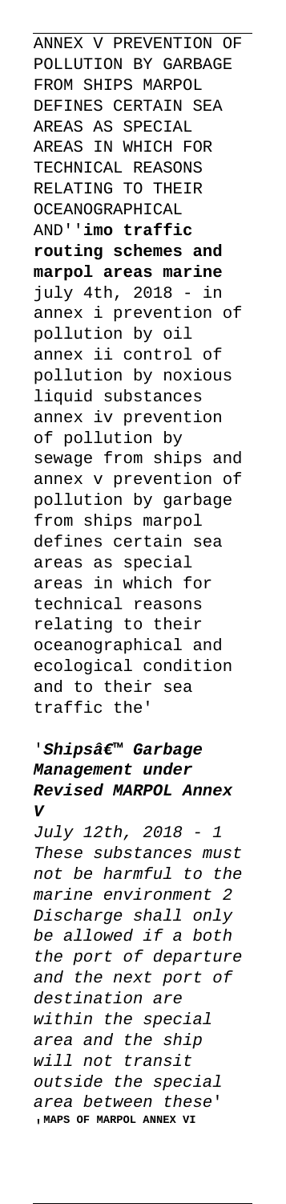ANNEX V PREVENTION OF POLLUTION BY GARBAGE FROM SHIPS MARPOL DEFINES CERTAIN SEA AREAS AS SPECIAL AREAS IN WHICH FOR TECHNICAL REASONS RELATING TO THEIR OCEANOGRAPHICAL AND''**imo traffic routing schemes and marpol areas marine**

july 4th, 2018 - in annex i prevention of pollution by oil annex ii control of pollution by noxious liquid substances annex iv prevention of pollution by sewage from ships and annex v prevention of pollution by garbage from ships marpol defines certain sea areas as special areas in which for technical reasons relating to their oceanographical and ecological condition and to their sea traffic the'

'***Shipsâ€™ Garbage Management under Revised MARPOL Annex V***

*July 12th, 2018 - 1 These substances must not be harmful to the marine environment 2 Discharge shall only be allowed if a both the port of departure and the next port of destination are within the special area and the ship will not transit outside the special area between these*'**MAPS OF MARPOL ANNEX VI**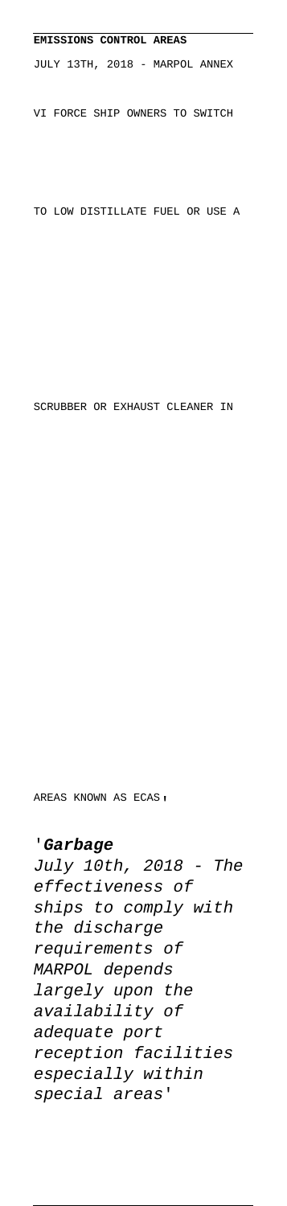**EMISSIONS CONTROL AREAS**

JULY 13TH, 2018 - MARPOL ANNEX VI FORCE SHIP OWNERS TO SWITCH TO LOW DISTILLATE FUEL OR USE A SCRUBBER OR EXHAUST CLEANER IN AREAS KNOWN AS ECAS,

'**Garbage**

*July 10th, 2018 - The effectiveness of ships to comply with the discharge requirements of MARPOL depends largely upon the availability of adequate port reception facilities especially within special areas'*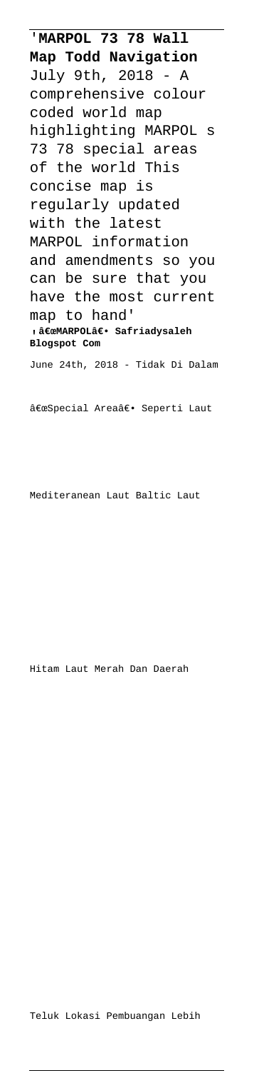'**MARPOL 73 78 Wall Map Todd Navigation**
July 9th, 2018 - A comprehensive colour coded world map highlighting MARPOL s 73 78 special areas of the world This concise map is regularly updated with the latest MARPOL information and amendments so you can be sure that you have the most current map to hand'

'**â€œMARPOLâ€• Safriadysaleh Blogspot Com**
June 24th, 2018 - Tidak Di Dalam

â€œSpecial Areaâ€• Seperti Laut

Mediteranean Laut Baltic Laut

Hitam Laut Merah Dan Daerah

Teluk Lokasi Pembuangan Lebih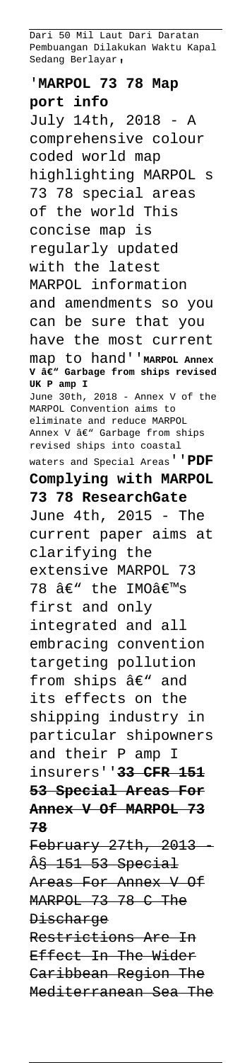Dari 50 Mil Laut Dari Daratan Pembuangan Dilakukan Waktu Kapal Sedang Berlayar'

'**MARPOL 73 78 Map port info**

July 14th, 2018 - A comprehensive colour coded world map highlighting MARPOL s 73 78 special areas of the world This concise map is regularly updated with the latest MARPOL information and amendments so you can be sure that you have the most current map to hand''**MARPOL Annex V â€" Garbage from ships revised UK P amp I**

June 30th, 2018 - Annex V of the MARPOL Convention aims to eliminate and reduce MARPOL Annex V â€" Garbage from ships revised ships into coastal waters and Special Areas''**PDF Complying with MARPOL 73 78 ResearchGate**

June 4th, 2015 - The current paper aims at clarifying the extensive MARPOL 73 78 â€" the IMOâ€™s first and only integrated and all embracing convention targeting pollution from ships â€" and its effects on the shipping industry in particular shipowners and their P amp I insurers''**~~33 CFR 151 53 Special Areas For Annex V Of MARPOL 73 78~~**

~~February 27th, 2013 - Â§ 151 53 Special Areas For Annex V Of MARPOL 73 78 C The Discharge Restrictions Are In Effect In The Wider Caribbean Region The Mediterranean Sea The~~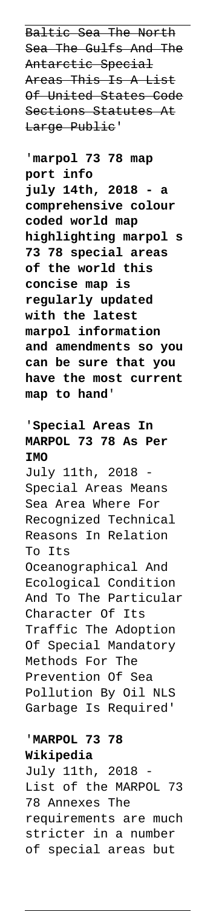~~Baltic Sea The North Sea The Gulfs And The Antarctic Special Areas This Is A List Of United States Code Sections Statutes At Large Public~~'

'**marpol 73 78 map port info july 14th, 2018 - a comprehensive colour coded world map highlighting marpol s 73 78 special areas of the world this concise map is regularly updated with the latest marpol information and amendments so you can be sure that you have the most current map to hand**'

'**Special Areas In MARPOL 73 78 As Per IMO**

July 11th, 2018 - Special Areas Means Sea Area Where For Recognized Technical Reasons In Relation To Its Oceanographical And Ecological Condition And To The Particular Character Of Its Traffic The Adoption Of Special Mandatory Methods For The Prevention Of Sea Pollution By Oil NLS Garbage Is Required'

'**MARPOL 73 78 Wikipedia**

July 11th, 2018 - List of the MARPOL 73 78 Annexes The requirements are much stricter in a number of special areas but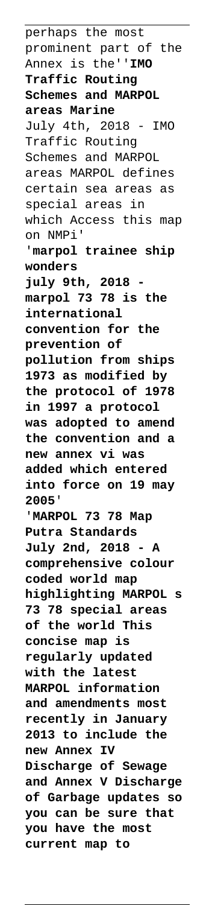perhaps the most prominent part of the Annex is the''**IMO Traffic Routing Schemes and MARPOL areas Marine**
July 4th, 2018 - IMO Traffic Routing Schemes and MARPOL areas MARPOL defines certain sea areas as special areas in which Access this map on NMPi'

'**marpol trainee ship wonders**
**july 9th, 2018 - marpol 73 78 is the international convention for the prevention of pollution from ships 1973 as modified by the protocol of 1978 in 1997 a protocol was adopted to amend the convention and a new annex vi was added which entered into force on 19 may 2005**'

'**MARPOL 73 78 Map Putra Standards**
**July 2nd, 2018 - A comprehensive colour coded world map highlighting MARPOL s 73 78 special areas of the world This concise map is regularly updated with the latest MARPOL information and amendments most recently in January 2013 to include the new Annex IV Discharge of Sewage and Annex V Discharge of Garbage updates so you can be sure that you have the most current map to**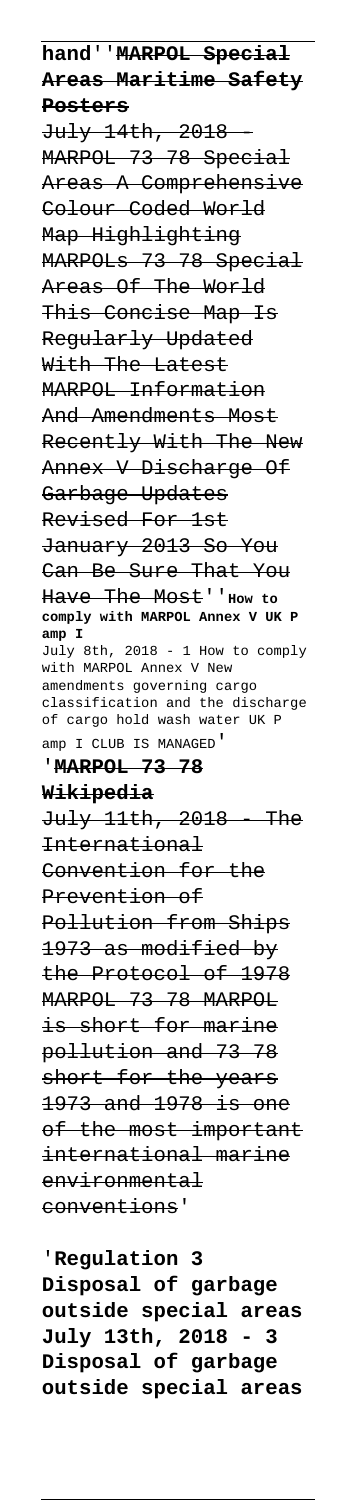**hand''MARPOL Special Areas Maritime Safety Posters**

~~July 14th, 2018 - MARPOL 73 78 Special Areas A Comprehensive Colour Coded World Map Highlighting MARPOLs 73 78 Special Areas Of The World This Concise Map Is Regularly Updated With The Latest MARPOL Information And Amendments Most Recently With The New Annex V Discharge Of Garbage Updates Revised For 1st January 2013 So You Can Be Sure That You Have The Most~~''**How to comply with MARPOL Annex V UK P amp I**

July 8th, 2018 - 1 How to comply with MARPOL Annex V New amendments governing cargo classification and the discharge of cargo hold wash water UK P amp I CLUB IS MANAGED'

'**MARPOL 73 78 Wikipedia**

~~July 11th, 2018 - The International Convention for the Prevention of Pollution from Ships 1973 as modified by the Protocol of 1978 MARPOL 73 78 MARPOL is short for marine pollution and 73 78 short for the years 1973 and 1978 is one of the most important international marine environmental conventions~~'

'**Regulation 3 Disposal of garbage outside special areas July 13th, 2018 - 3 Disposal of garbage outside special areas**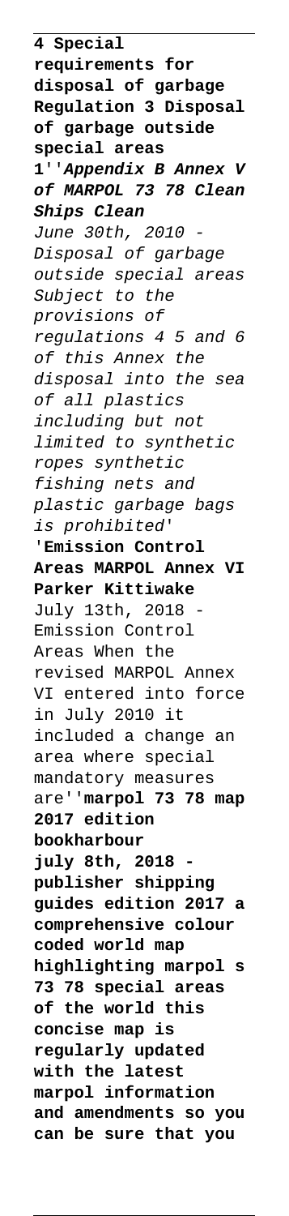**4 Special requirements for disposal of garbage Regulation 3 Disposal of garbage outside special areas 1''*Appendix B Annex V of MARPOL 73 78 Clean Ships Clean***

*June 30th, 2010 - Disposal of garbage outside special areas Subject to the provisions of regulations 4 5 and 6 of this Annex the disposal into the sea of all plastics including but not limited to synthetic ropes synthetic fishing nets and plastic garbage bags is prohibited'*

'**Emission Control Areas MARPOL Annex VI Parker Kittiwake**

July 13th, 2018 - Emission Control Areas When the revised MARPOL Annex VI entered into force in July 2010 it included a change an area where special mandatory measures are''**marpol 73 78 map 2017 edition bookharbour**

**july 8th, 2018 - publisher shipping guides edition 2017 a comprehensive colour coded world map highlighting marpol s 73 78 special areas of the world this concise map is regularly updated with the latest marpol information and amendments so you can be sure that you**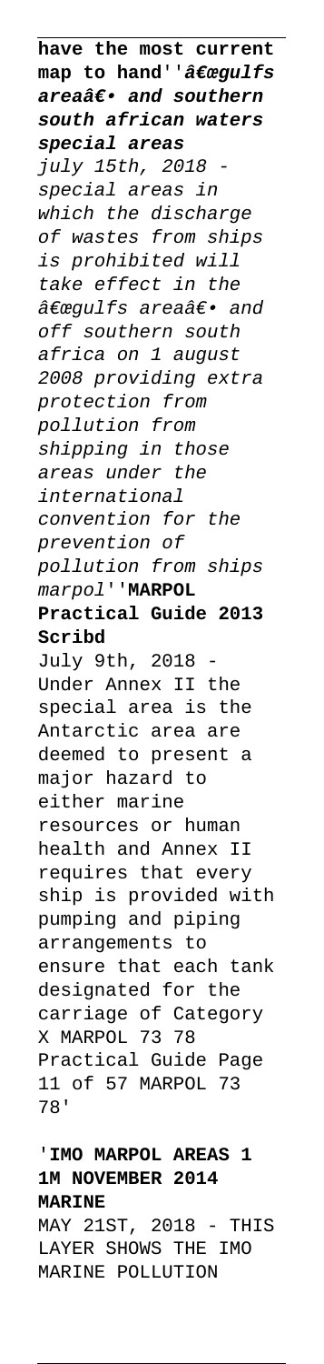**have the most current map to hand**''***â€œgulfs areaâ€• and southern south african waters special areas***
*july 15th, 2018 - special areas in which the discharge of wastes from ships is prohibited will take effect in the â€œgulfs areaâ€• and off southern south africa on 1 august 2008 providing extra protection from pollution from shipping in those areas under the international convention for the prevention of pollution from ships marpol*''**MARPOL Practical Guide 2013 Scribd**
July 9th, 2018 - Under Annex II the special area is the Antarctic area are deemed to present a major hazard to either marine resources or human health and Annex II requires that every ship is provided with pumping and piping arrangements to ensure that each tank designated for the carriage of Category X MARPOL 73 78 Practical Guide Page 11 of 57 MARPOL 73 78'

'**IMO MARPOL AREAS 1 1M NOVEMBER 2014 MARINE**
MAY 21ST, 2018 - THIS LAYER SHOWS THE IMO MARINE POLLUTION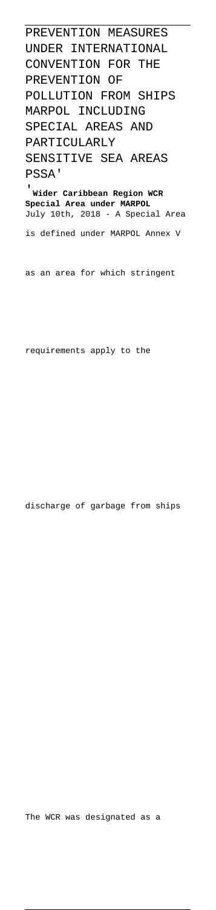PREVENTION MEASURES UNDER INTERNATIONAL CONVENTION FOR THE PREVENTION OF POLLUTION FROM SHIPS MARPOL INCLUDING SPECIAL AREAS AND PARTICULARLY SENSITIVE SEA AREAS PSSA'

'**Wider Caribbean Region WCR Special Area under MARPOL**
July 10th, 2018 - A Special Area is defined under MARPOL Annex V as an area for which stringent requirements apply to the discharge of garbage from ships The WCR was designated as a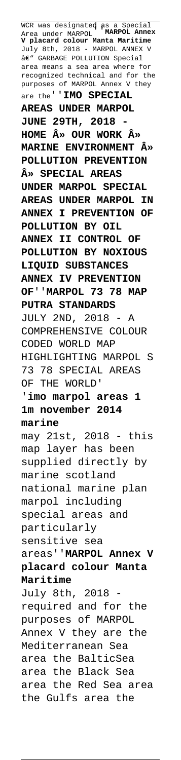WCR was designated as a Special Area under MARPOL '**MARPOL Annex V placard colour Manta Maritime**
July 8th, 2018 - MARPOL ANNEX V â€" GARBAGE POLLUTION Special area means a sea area where for recognized technical and for the purposes of MARPOL Annex V they are the''**IMO SPECIAL AREAS UNDER MARPOL JUNE 29TH, 2018 - HOME Â» OUR WORK Â» MARINE ENVIRONMENT Â» POLLUTION PREVENTION Â» SPECIAL AREAS UNDER MARPOL SPECIAL AREAS UNDER MARPOL IN ANNEX I PREVENTION OF POLLUTION BY OIL ANNEX II CONTROL OF POLLUTION BY NOXIOUS LIQUID SUBSTANCES ANNEX IV PREVENTION OF**''**MARPOL 73 78 MAP PUTRA STANDARDS**
JULY 2ND, 2018 - A COMPREHENSIVE COLOUR CODED WORLD MAP HIGHLIGHTING MARPOL S 73 78 SPECIAL AREAS OF THE WORLD'

'**imo marpol areas 1 1m november 2014 marine**
may 21st, 2018 - this map layer has been supplied directly by marine scotland national marine plan marpol including special areas and particularly sensitive sea areas''**MARPOL Annex V placard colour Manta Maritime**
July 8th, 2018 - required and for the purposes of MARPOL Annex V they are the Mediterranean Sea area the BalticSea area the Black Sea area the Red Sea area the Gulfs area the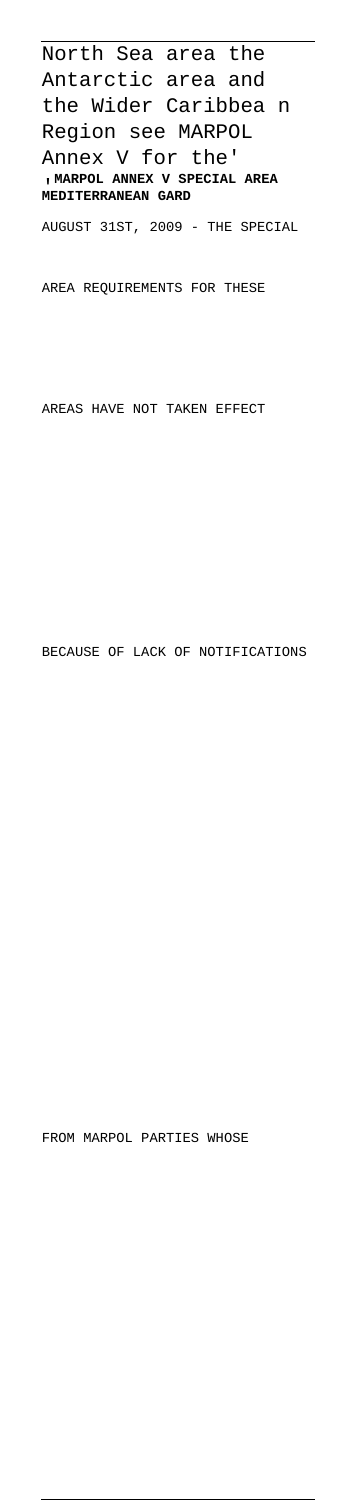North Sea area the Antarctic area and the Wider Caribbea n Region see MARPOL Annex V for the'

'**MARPOL ANNEX V SPECIAL AREA MEDITERRANEAN GARD**

AUGUST 31ST, 2009 - THE SPECIAL AREA REQUIREMENTS FOR THESE AREAS HAVE NOT TAKEN EFFECT BECAUSE OF LACK OF NOTIFICATIONS FROM MARPOL PARTIES WHOSE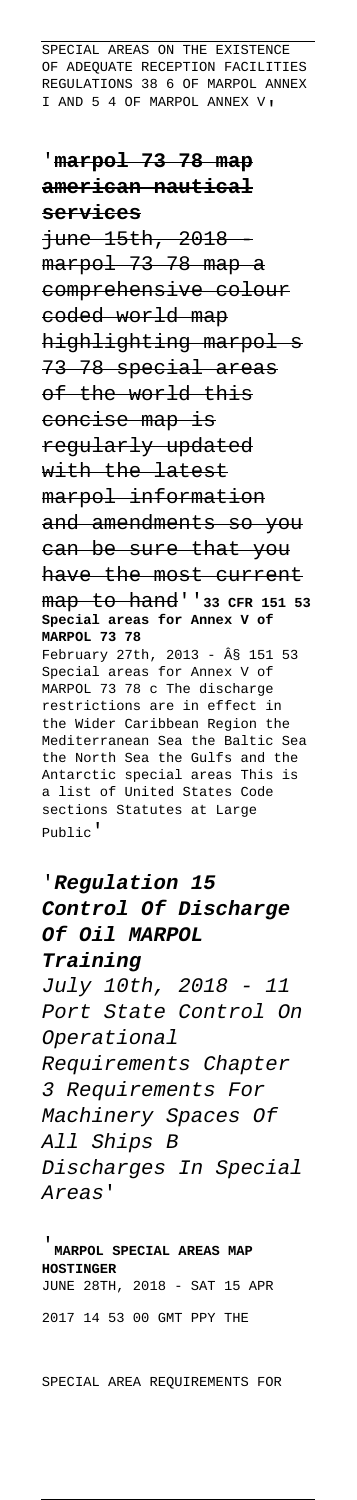SPECIAL AREAS ON THE EXISTENCE OF ADEQUATE RECEPTION FACILITIES REGULATIONS 38 6 OF MARPOL ANNEX I AND 5 4 OF MARPOL ANNEX V'

'**marpol 73 78 map american nautical services**

june 15th, 2018 - marpol 73 78 map a comprehensive colour coded world map highlighting marpol s 73 78 special areas of the world this concise map is regularly updated with the latest marpol information and amendments so you can be sure that you have the most current map to hand''**33 CFR 151 53 Special areas for Annex V of MARPOL 73 78**

February 27th, 2013 - Â§ 151 53 Special areas for Annex V of MARPOL 73 78 c The discharge restrictions are in effect in the Wider Caribbean Region the Mediterranean Sea the Baltic Sea the North Sea the Gulfs and the Antarctic special areas This is a list of United States Code sections Statutes at Large Public'

'***Regulation 15 Control Of Discharge Of Oil MARPOL Training***

*July 10th, 2018 - 11 Port State Control On Operational Requirements Chapter 3 Requirements For Machinery Spaces Of All Ships B Discharges In Special Areas*'

'**MARPOL SPECIAL AREAS MAP HOSTINGER**

JUNE 28TH, 2018 - SAT 15 APR 2017 14 53 00 GMT PPY THE SPECIAL AREA REQUIREMENTS FOR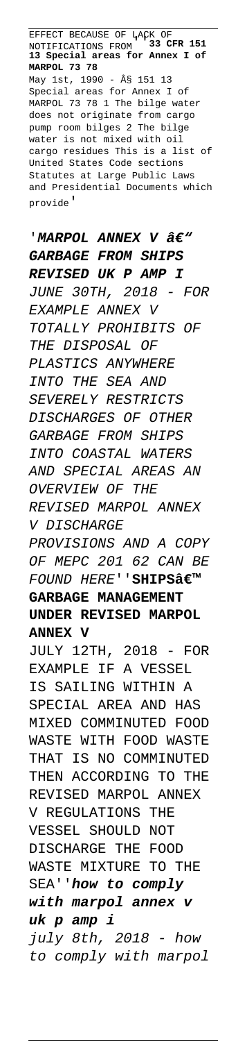EFFECT BECAUSE OF LACK OF NOTIFICATIONS FROM '**33 CFR 151 13 Special areas for Annex I of MARPOL 73 78**

May 1st, 1990 - Â§ 151 13 Special areas for Annex I of MARPOL 73 78 1 The bilge water does not originate from cargo pump room bilges 2 The bilge water is not mixed with oil cargo residues This is a list of United States Code sections Statutes at Large Public Laws and Presidential Documents which provide'

'***MARPOL ANNEX V â€" GARBAGE FROM SHIPS REVISED UK P AMP I***

*JUNE 30TH, 2018 - FOR EXAMPLE ANNEX V TOTALLY PROHIBITS OF THE DISPOSAL OF PLASTICS ANYWHERE INTO THE SEA AND SEVERELY RESTRICTS DISCHARGES OF OTHER GARBAGE FROM SHIPS INTO COASTAL WATERS AND SPECIAL AREAS AN OVERVIEW OF THE REVISED MARPOL ANNEX V DISCHARGE PROVISIONS AND A COPY OF MEPC 201 62 CAN BE FOUND HERE*''**SHIPSâ€™ GARBAGE MANAGEMENT UNDER REVISED MARPOL ANNEX V**

JULY 12TH, 2018 - FOR EXAMPLE IF A VESSEL IS SAILING WITHIN A SPECIAL AREA AND HAS MIXED COMMINUTED FOOD WASTE WITH FOOD WASTE THAT IS NO COMMINUTED THEN ACCORDING TO THE REVISED MARPOL ANNEX V REGULATIONS THE VESSEL SHOULD NOT DISCHARGE THE FOOD WASTE MIXTURE TO THE SEA''***how to comply with marpol annex v uk p amp i***

*july 8th, 2018 - how to comply with marpol*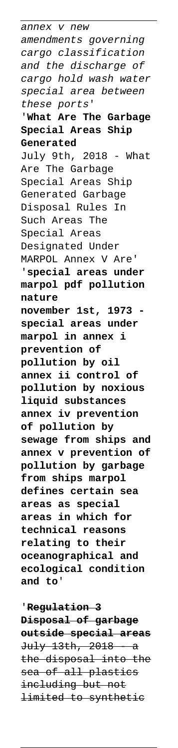annex v new amendments governing cargo classification and the discharge of cargo hold wash water special area between these ports'

'**What Are The Garbage Special Areas Ship Generated**

July 9th, 2018 - What Are The Garbage Special Areas Ship Generated Garbage Disposal Rules In Such Areas The Special Areas Designated Under MARPOL Annex V Are'

'**special areas under marpol pdf pollution nature**

**november 1st, 1973 - special areas under marpol in annex i prevention of pollution by oil annex ii control of pollution by noxious liquid substances annex iv prevention of pollution by sewage from ships and annex v prevention of pollution by garbage from ships marpol defines certain sea areas as special areas in which for technical reasons relating to their oceanographical and ecological condition and to**'

'**Regulation 3 Disposal of garbage outside special areas**

~~July 13th, 2018 - a the disposal into the sea of all plastics including but not limited to synthetic~~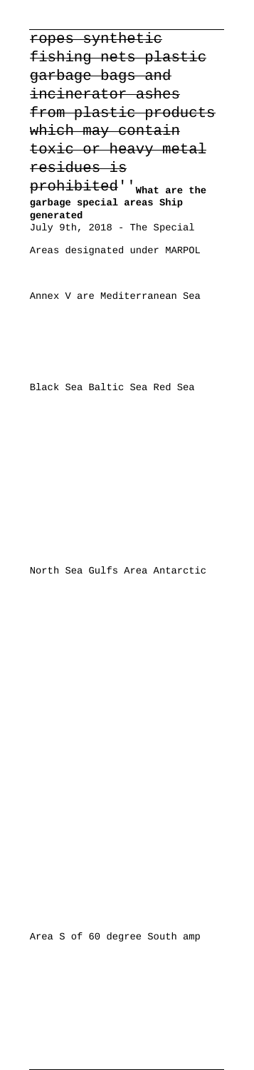~~ropes synthetic fishing nets plastic garbage bags and incinerator ashes from plastic products which may contain toxic or heavy metal residues is prohibited~~''**What are the garbage special areas Ship generated**

July 9th, 2018 - The Special Areas designated under MARPOL Annex V are Mediterranean Sea Black Sea Baltic Sea Red Sea North Sea Gulfs Area Antarctic Area S of 60 degree South amp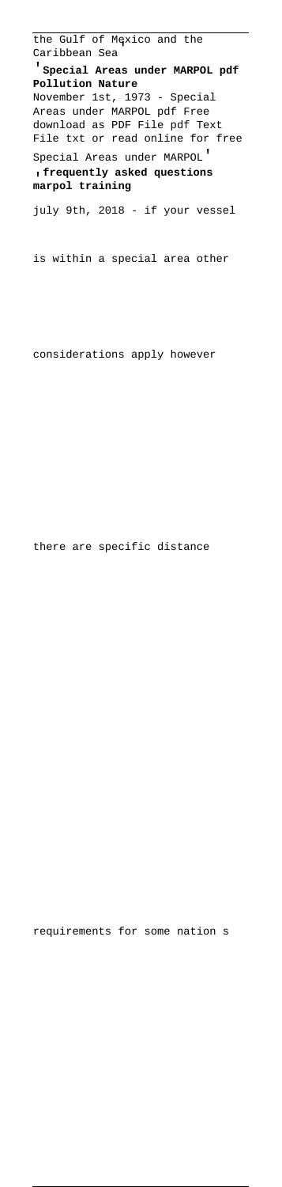the Gulf of Mexico and the Caribbean Sea

'**Special Areas under MARPOL pdf Pollution Nature**

November 1st, 1973 - Special Areas under MARPOL pdf Free download as PDF File pdf Text File txt or read online for free Special Areas under MARPOL'

'**frequently asked questions marpol training**

july 9th, 2018 - if your vessel

is within a special area other

considerations apply however

there are specific distance

requirements for some nation s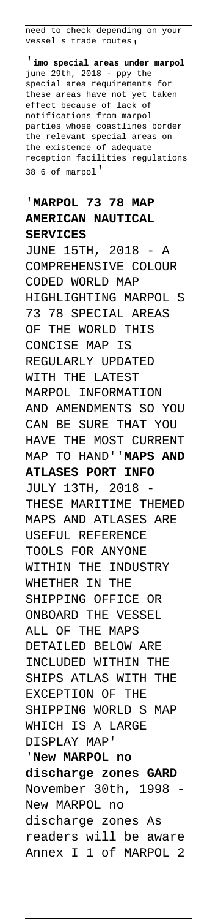need to check depending on your vessel s trade routes'

'**imo special areas under marpol** june 29th, 2018 - ppy the special area requirements for these areas have not yet taken effect because of lack of notifications from marpol parties whose coastlines border the relevant special areas on the existence of adequate reception facilities regulations 38 6 of marpol'

'**MARPOL 73 78 MAP AMERICAN NAUTICAL SERVICES**

JUNE 15TH, 2018 - A COMPREHENSIVE COLOUR CODED WORLD MAP HIGHLIGHTING MARPOL S 73 78 SPECIAL AREAS OF THE WORLD THIS CONCISE MAP IS REGULARLY UPDATED WITH THE LATEST MARPOL INFORMATION AND AMENDMENTS SO YOU CAN BE SURE THAT YOU HAVE THE MOST CURRENT MAP TO HAND''**MAPS AND ATLASES PORT INFO**

JULY 13TH, 2018 - THESE MARITIME THEMED MAPS AND ATLASES ARE USEFUL REFERENCE TOOLS FOR ANYONE WITHIN THE INDUSTRY WHETHER IN THE SHIPPING OFFICE OR ONBOARD THE VESSEL ALL OF THE MAPS DETAILED BELOW ARE INCLUDED WITHIN THE SHIPS ATLAS WITH THE EXCEPTION OF THE SHIPPING WORLD S MAP WHICH IS A LARGE DISPLAY MAP'

'**New MARPOL no discharge zones GARD**

November 30th, 1998 - New MARPOL no discharge zones As readers will be aware Annex I 1 of MARPOL 2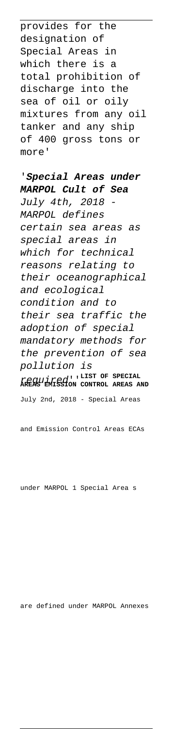provides for the designation of Special Areas in which there is a total prohibition of discharge into the sea of oil or oily mixtures from any oil tanker and any ship of 400 gross tons or more'

'***Special Areas under MARPOL Cult of Sea***
*July 4th, 2018 - MARPOL defines certain sea areas as special areas in which for technical reasons relating to their oceanographical and ecological condition and to their sea traffic the adoption of special mandatory methods for the prevention of sea pollution is required*''**LIST OF SPECIAL AREAS EMISSION CONTROL AREAS AND**

July 2nd, 2018 - Special Areas and Emission Control Areas ECAs under MARPOL 1 Special Area s are defined under MARPOL Annexes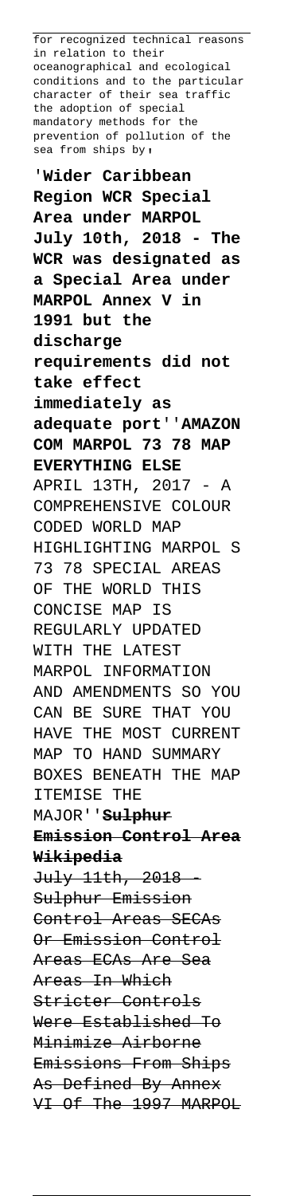for recognized technical reasons in relation to their oceanographical and ecological conditions and to the particular character of their sea traffic the adoption of special mandatory methods for the prevention of pollution of the sea from ships by'

'**Wider Caribbean Region WCR Special Area under MARPOL July 10th, 2018 - The WCR was designated as a Special Area under MARPOL Annex V in 1991 but the discharge requirements did not take effect immediately as adequate port**''**AMAZON COM MARPOL 73 78 MAP EVERYTHING ELSE**

APRIL 13TH, 2017 - A COMPREHENSIVE COLOUR CODED WORLD MAP HIGHLIGHTING MARPOL S 73 78 SPECIAL AREAS OF THE WORLD THIS CONCISE MAP IS REGULARLY UPDATED WITH THE LATEST MARPOL INFORMATION AND AMENDMENTS SO YOU CAN BE SURE THAT YOU HAVE THE MOST CURRENT MAP TO HAND SUMMARY BOXES BENEATH THE MAP ITEMISE THE MAJOR''~~**Sulphur Emission Control Area Wikipedia**~~

~~July 11th, 2018 - Sulphur Emission Control Areas SECAs Or Emission Control Areas ECAs Are Sea Areas In Which Stricter Controls Were Established To Minimize Airborne Emissions From Ships As Defined By Annex VI Of The 1997 MARPOL~~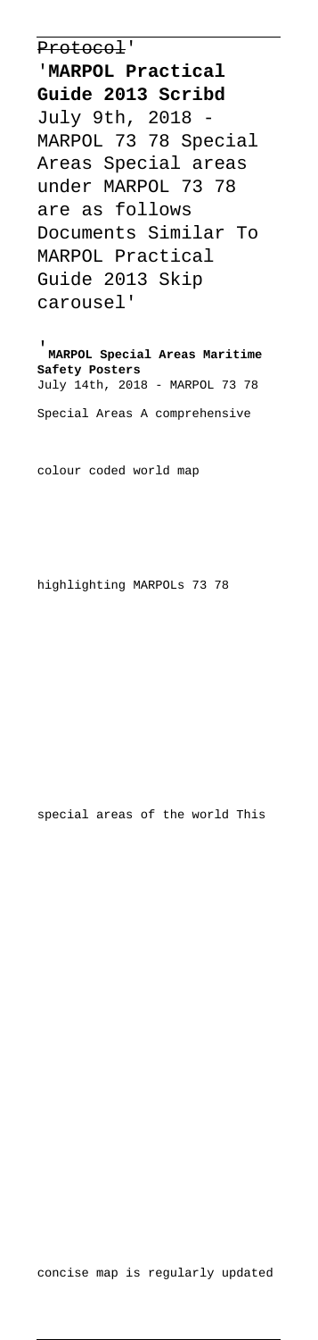~~Protocol~~'

'**MARPOL Practical Guide 2013 Scribd**
July 9th, 2018 - MARPOL 73 78 Special Areas Special areas under MARPOL 73 78 are as follows Documents Similar To MARPOL Practical Guide 2013 Skip carousel'

'**MARPOL Special Areas Maritime Safety Posters**
July 14th, 2018 - MARPOL 73 78 Special Areas A comprehensive colour coded world map highlighting MARPOLs 73 78 special areas of the world This concise map is regularly updated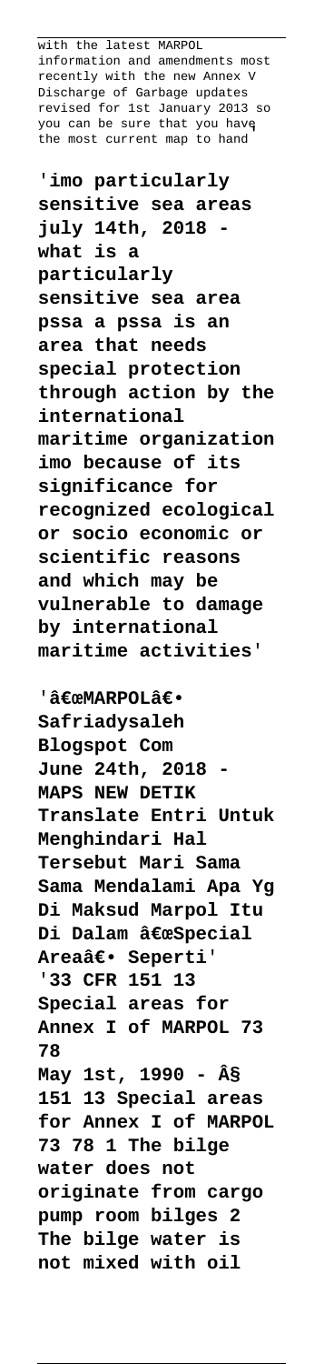with the latest MARPOL information and amendments most recently with the new Annex V Discharge of Garbage updates revised for 1st January 2013 so you can be sure that you have the most current map to hand'

'**imo particularly sensitive sea areas july 14th, 2018 - what is a particularly sensitive sea area pssa a pssa is an area that needs special protection through action by the international maritime organization imo because of its significance for recognized ecological or socio economic or scientific reasons and which may be vulnerable to damage by international maritime activities**'

'**â€œMARPOLâ€• Safriadysaleh Blogspot Com June 24th, 2018 - MAPS NEW DETIK Translate Entri Untuk Menghindari Hal Tersebut Mari Sama Sama Mendalami Apa Yg Di Maksud Marpol Itu Di Dalam â€œSpecial Areaâ€• Seperti**'

'**33 CFR 151 13 Special areas for Annex I of MARPOL 73 78 May 1st, 1990 - Â§ 151 13 Special areas for Annex I of MARPOL 73 78 1 The bilge water does not originate from cargo pump room bilges 2 The bilge water is not mixed with oil**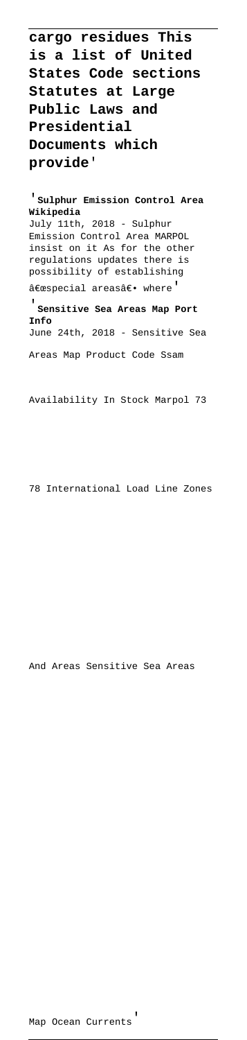**cargo residues This is a list of United States Code sections Statutes at Large Public Laws and Presidential Documents which provide**'

'**Sulphur Emission Control Area Wikipedia**
July 11th, 2018 - Sulphur Emission Control Area MARPOL insist on it As for the other regulations updates there is possibility of establishing â€œspecial areasâ€• where'

'**Sensitive Sea Areas Map Port Info**
June 24th, 2018 - Sensitive Sea Areas Map Product Code Ssam Availability In Stock Marpol 73 78 International Load Line Zones And Areas Sensitive Sea Areas Map Ocean Currents'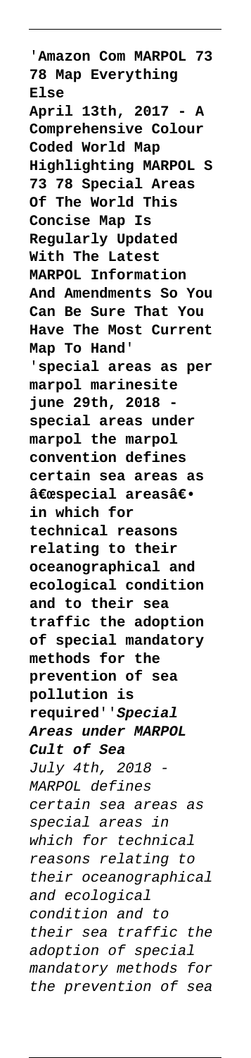'**Amazon Com MARPOL 73 78 Map Everything Else**

**April 13th, 2017 - A Comprehensive Colour Coded World Map Highlighting MARPOL S 73 78 Special Areas Of The World This Concise Map Is Regularly Updated With The Latest MARPOL Information And Amendments So You Can Be Sure That You Have The Most Current Map To Hand**'

'**special areas as per marpol marinesite june 29th, 2018 - special areas under marpol the marpol convention defines certain sea areas as â€œspecial areasâ€• in which for technical reasons relating to their oceanographical and ecological condition and to their sea traffic the adoption of special mandatory methods for the prevention of sea pollution is required**''***Special Areas under MARPOL Cult of Sea***

*July 4th, 2018 - MARPOL defines certain sea areas as special areas in which for technical reasons relating to their oceanographical and ecological condition and to their sea traffic the adoption of special mandatory methods for the prevention of sea*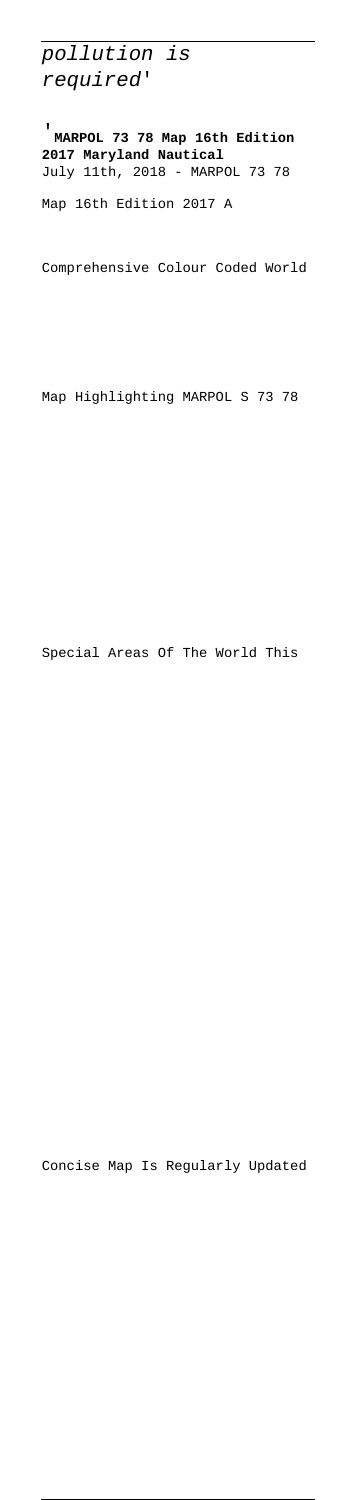*pollution is required'*

'**MARPOL 73 78 Map 16th Edition 2017 Maryland Nautical**
July 11th, 2018 - MARPOL 73 78

Map 16th Edition 2017 A

Comprehensive Colour Coded World

Map Highlighting MARPOL S 73 78

Special Areas Of The World This

Concise Map Is Regularly Updated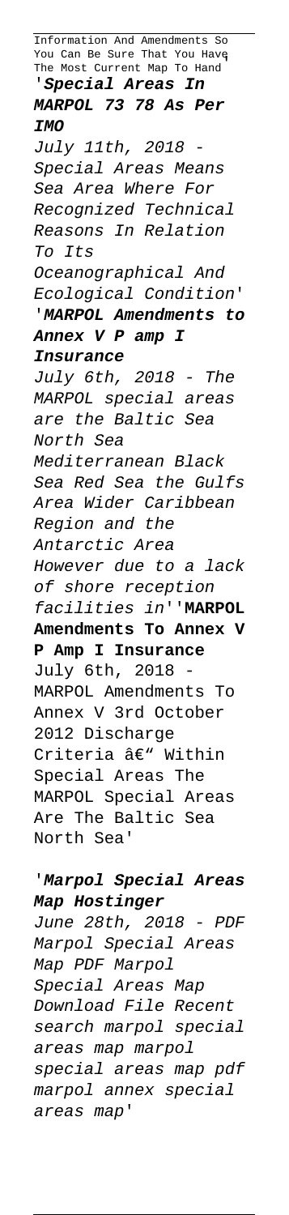Information And Amendments So You Can Be Sure That You Have The Most Current Map To Hand'

'***Special Areas In MARPOL 73 78 As Per IMO***

*July 11th, 2018 - Special Areas Means Sea Area Where For Recognized Technical Reasons In Relation To Its Oceanographical And Ecological Condition*'

'***MARPOL Amendments to Annex V P amp I Insurance***

*July 6th, 2018 - The MARPOL special areas are the Baltic Sea North Sea Mediterranean Black Sea Red Sea the Gulfs Area Wider Caribbean Region and the Antarctic Area However due to a lack of shore reception facilities in*''**MARPOL Amendments To Annex V P Amp I Insurance**

July 6th, 2018 - MARPOL Amendments To Annex V 3rd October 2012 Discharge Criteria â€" Within Special Areas The MARPOL Special Areas Are The Baltic Sea North Sea'

'***Marpol Special Areas Map Hostinger***

*June 28th, 2018 - PDF Marpol Special Areas Map PDF Marpol Special Areas Map Download File Recent search marpol special areas map marpol special areas map pdf marpol annex special areas map*'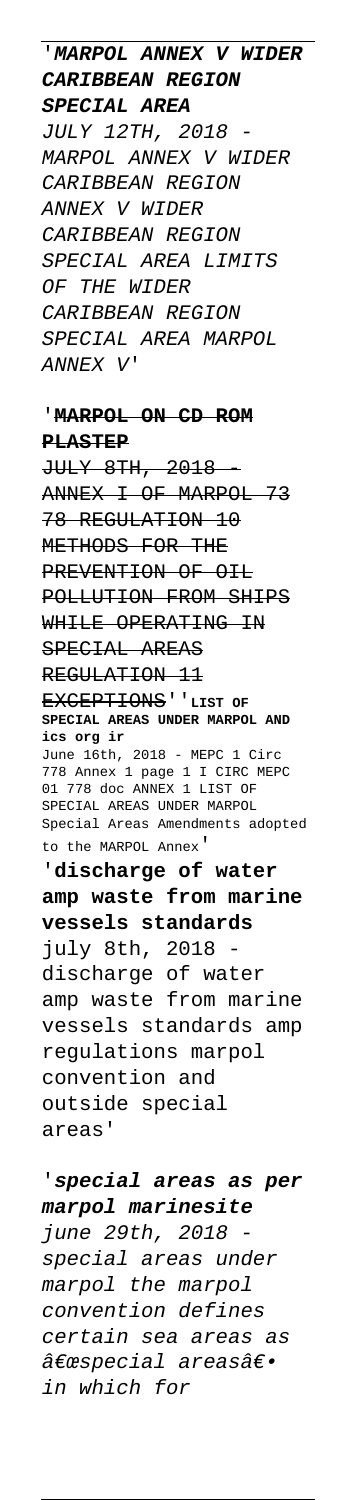'**MARPOL ANNEX V WIDER CARIBBEAN REGION SPECIAL AREA**

*JULY 12TH, 2018 - MARPOL ANNEX V WIDER CARIBBEAN REGION ANNEX V WIDER CARIBBEAN REGION SPECIAL AREA LIMITS OF THE WIDER CARIBBEAN REGION SPECIAL AREA MARPOL ANNEX V*'

'**~~MARPOL ON CD ROM PLASTEP~~**

~~JULY 8TH, 2018 - ANNEX I OF MARPOL 73 78 REGULATION 10 METHODS FOR THE PREVENTION OF OIL POLLUTION FROM SHIPS WHILE OPERATING IN SPECIAL AREAS REGULATION 11 EXCEPTIONS~~''**LIST OF SPECIAL AREAS UNDER MARPOL AND ics org ir**

June 16th, 2018 - MEPC 1 Circ 778 Annex 1 page 1 I CIRC MEPC 01 778 doc ANNEX 1 LIST OF SPECIAL AREAS UNDER MARPOL Special Areas Amendments adopted to the MARPOL Annex'

'**discharge of water amp waste from marine vessels standards**

july 8th, 2018 - discharge of water amp waste from marine vessels standards amp regulations marpol convention and outside special areas'

'***special areas as per marpol marinesite***

*june 29th, 2018 - special areas under marpol the marpol convention defines certain sea areas as â€œspecial areasâ€• in which for*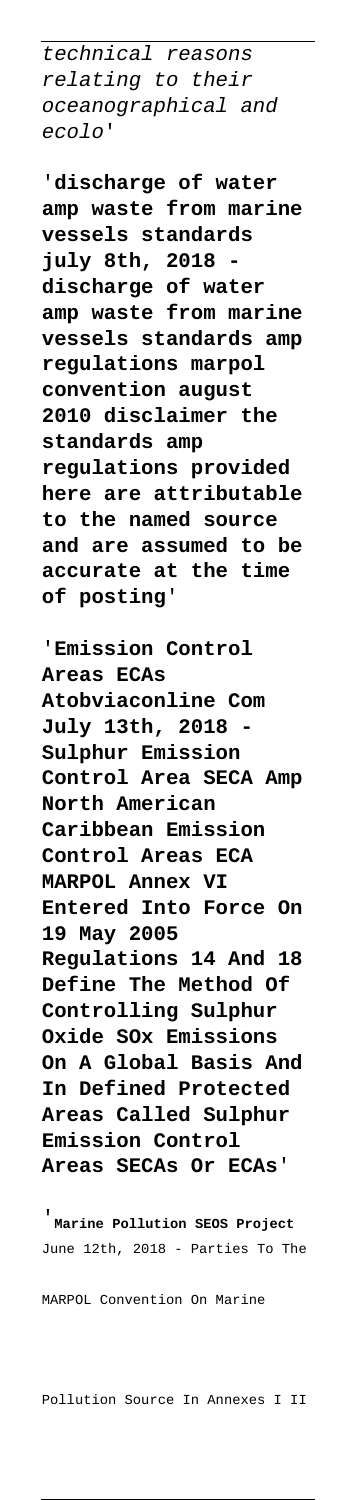technical reasons relating to their oceanographical and ecolo'

'**discharge of water amp waste from marine vessels standards july 8th, 2018 - discharge of water amp waste from marine vessels standards amp regulations marpol convention august 2010 disclaimer the standards amp regulations provided here are attributable to the named source and are assumed to be accurate at the time of posting**'

'**Emission Control Areas ECAs Atobviaconline Com July 13th, 2018 - Sulphur Emission Control Area SECA Amp North American Caribbean Emission Control Areas ECA MARPOL Annex VI Entered Into Force On 19 May 2005 Regulations 14 And 18 Define The Method Of Controlling Sulphur Oxide SOx Emissions On A Global Basis And In Defined Protected Areas Called Sulphur Emission Control Areas SECAs Or ECAs**'

'**Marine Pollution SEOS Project** June 12th, 2018 - Parties To The MARPOL Convention On Marine Pollution Source In Annexes I II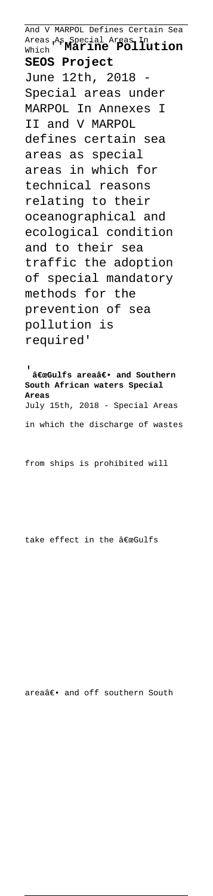And V MARPOL Defines Certain Sea Areas As Special Areas In Which'**'Marine Pollution SEOS Project**
June 12th, 2018 - Special areas under MARPOL In Annexes I II and V MARPOL defines certain sea areas as special areas in which for technical reasons relating to their oceanographical and ecological condition and to their sea traffic the adoption of special mandatory methods for the prevention of sea pollution is required'

'**â€œGulfs areaâ€• and Southern South African waters Special Areas**
July 15th, 2018 - Special Areas in which the discharge of wastes from ships is prohibited will take effect in the â€œGulfs areaâ€• and off southern South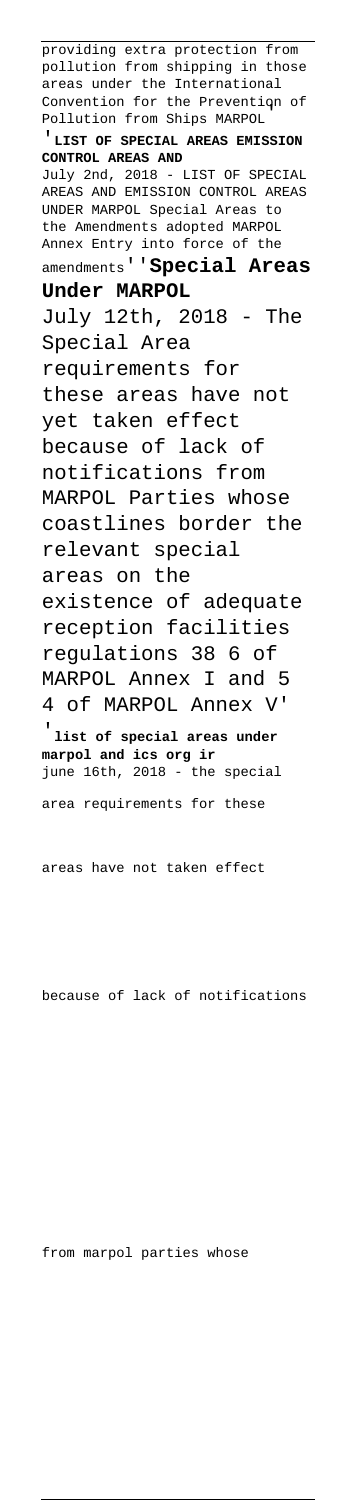providing extra protection from pollution from shipping in those areas under the International Convention for the Prevention of Pollution from Ships MARPOL

'**LIST OF SPECIAL AREAS EMISSION CONTROL AREAS AND**

July 2nd, 2018 - LIST OF SPECIAL AREAS AND EMISSION CONTROL AREAS UNDER MARPOL Special Areas to the Amendments adopted MARPOL Annex Entry into force of the amendments''**Special Areas Under MARPOL**

July 12th, 2018 - The Special Area requirements for these areas have not yet taken effect because of lack of notifications from MARPOL Parties whose coastlines border the relevant special areas on the existence of adequate reception facilities regulations 38 6 of MARPOL Annex I and 5 4 of MARPOL Annex V'

'**list of special areas under marpol and ics org ir**

june 16th, 2018 - the special area requirements for these areas have not taken effect because of lack of notifications from marpol parties whose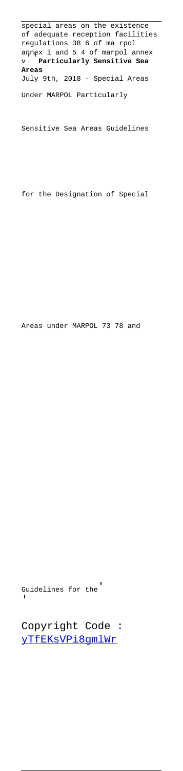special areas on the existence of adequate reception facilities regulations 38 6 of ma rpol annex i and 5 4 of marpol annex v '**Particularly Sensitive Sea Areas**

July 9th, 2018 - Special Areas Under MARPOL Particularly Sensitive Sea Areas Guidelines for the Designation of Special Areas under MARPOL 73 78 and Guidelines for the'

'

Copyright Code : yTfEKsVPi8gmlWr